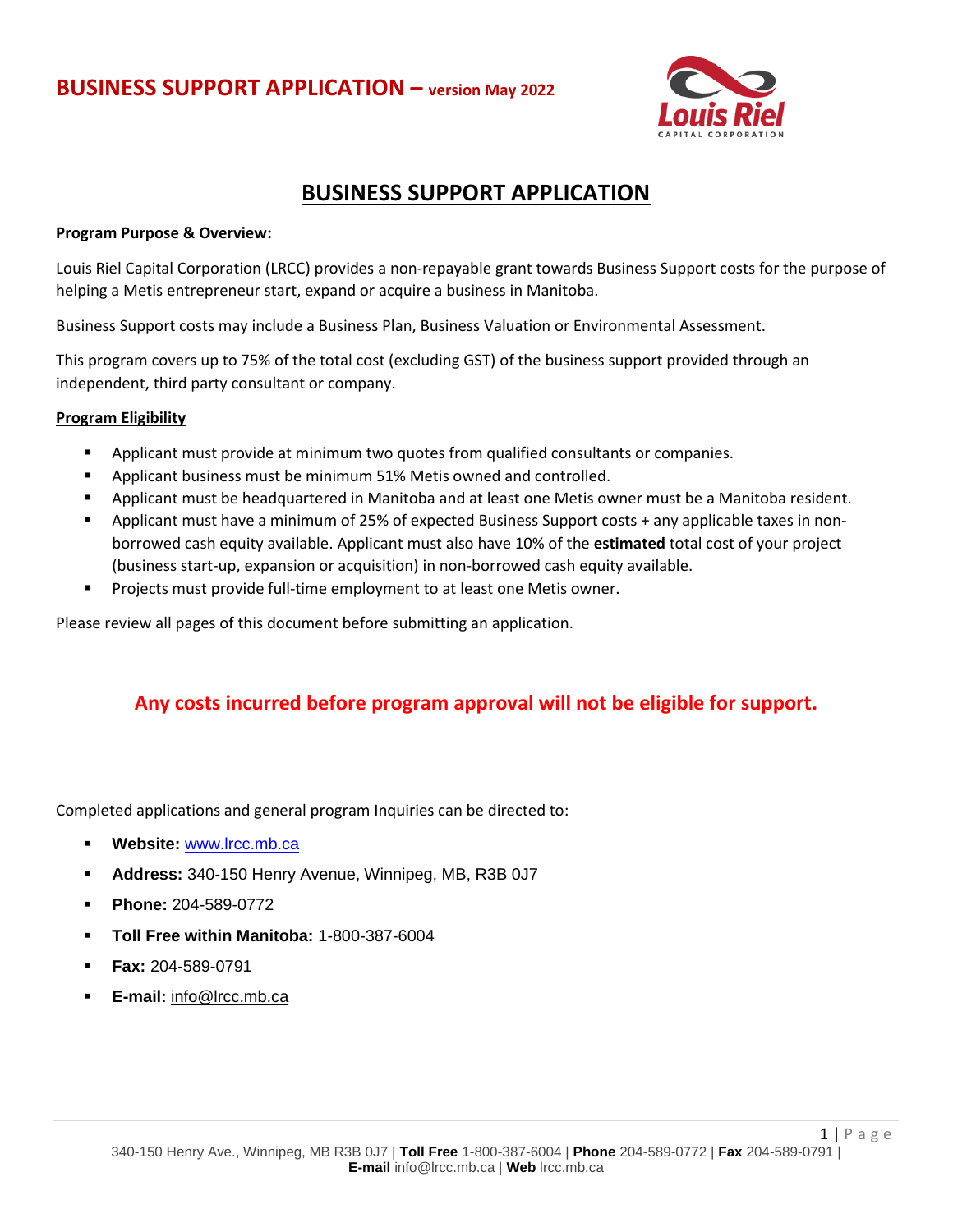# BUSINESS SUPPORT APPLICATION – version May 2022

## BUSINESS SUPPORT APPLICATION

**Program Purpose & Overview:**

Louis Riel Capital Corporation (LRCC) provides a non-repayable grant towards Business Support costs for the purpose of helping a Metis entrepreneur start, expand or acquire a business in Manitoba.

Business Support costs may include a Business Plan, Business Valuation or Environmental Assessment.

This program covers up to 75% of the total cost (excluding GST) of the business support provided through an independent, third party consultant or company.

**Program Eligibility**

- Applicant must provide at minimum two quotes from qualified consultants or companies.
- Applicant business must be minimum 51% Metis owned and controlled.
- Applicant must be headquartered in Manitoba and at least one Metis owner must be a Manitoba resident.
- Applicant must have a minimum of 25% of expected Business Support costs + any applicable taxes in non-borrowed cash equity available. Applicant must also have 10% of the **estimated** total cost of your project (business start-up, expansion or acquisition) in non-borrowed cash equity available.
- Projects must provide full-time employment to at least one Metis owner.

Please review all pages of this document before submitting an application.

**Any costs incurred before program approval will not be eligible for support.**

Completed applications and general program Inquiries can be directed to:

- **Website:** www.lrcc.mb.ca
- **Address:** 340-150 Henry Avenue, Winnipeg, MB, R3B 0J7
- **Phone:** 204-589-0772
- **Toll Free within Manitoba:** 1-800-387-6004
- **Fax:** 204-589-0791
- **E-mail:** info@lrcc.mb.ca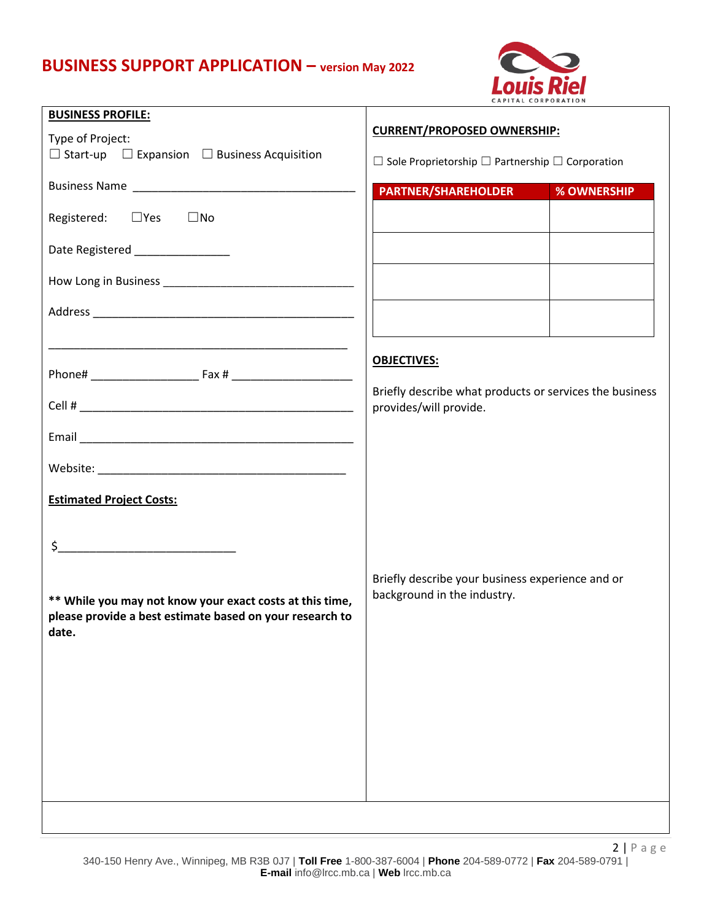# BUSINESS SUPPORT APPLICATION – version May 2022

**BUSINESS PROFILE:**

Type of Project:
☐ Start-up ☐ Expansion ☐ Business Acquisition

Business Name ____________________________________

Registered: ☐Yes ☐No

Date Registered _______________

How Long in Business ______________________________

Address ___________________________________________

_________________________________________________

Phone# _________________ Fax # ___________________

Cell # _____________________________________________

Email _____________________________________________

Website: ________________________________________

**Estimated Project Costs:**

$____________________________

**** While you may not know your exact costs at this time, please provide a best estimate based on your research to date.**

**CURRENT/PROPOSED OWNERSHIP:**

☐ Sole Proprietorship ☐ Partnership ☐ Corporation

| PARTNER/SHAREHOLDER | % OWNERSHIP |
|---|---|
| | |
| | |
| | |
| | |

**OBJECTIVES:**

Briefly describe what products or services the business provides/will provide.

Briefly describe your business experience and or background in the industry.

340-150 Henry Ave., Winnipeg, MB R3B 0J7 | **Toll Free** 1-800-387-6004 | **Phone** 204-589-0772 | **Fax** 204-589-0791 | **E-mail** info@lrcc.mb.ca | **Web** lrcc.mb.ca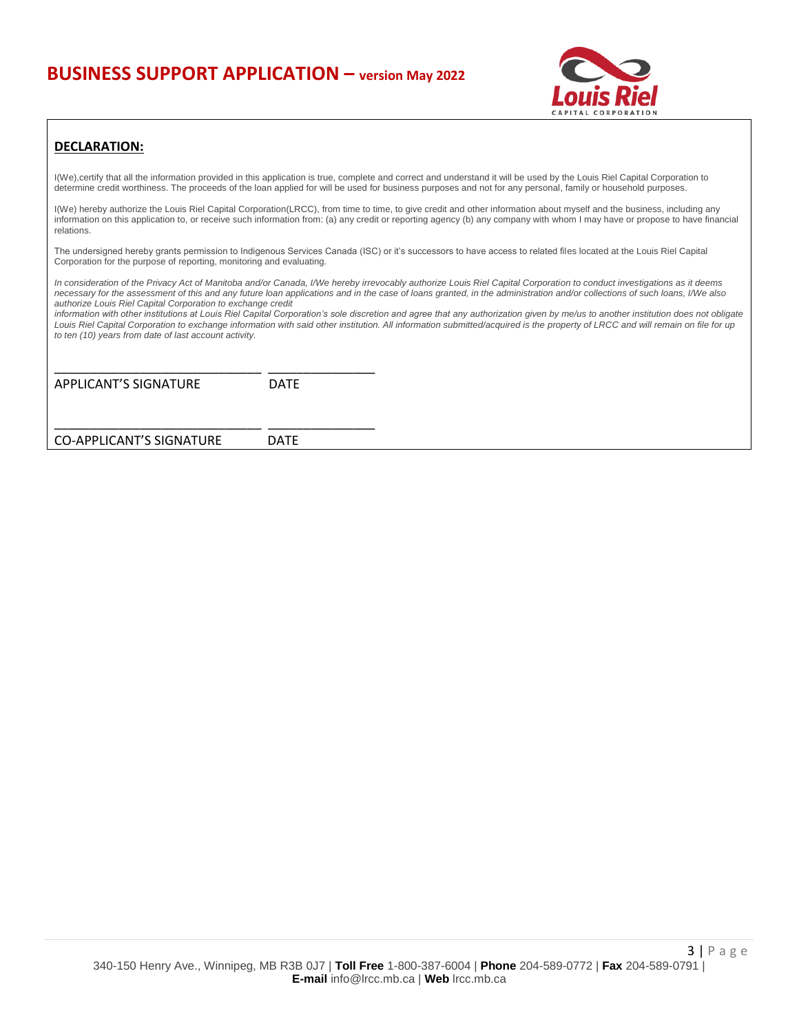## DECLARATION:

I(We),certify that all the information provided in this application is true, complete and correct and understand it will be used by the Louis Riel Capital Corporation to determine credit worthiness. The proceeds of the loan applied for will be used for business purposes and not for any personal, family or household purposes.

I(We) hereby authorize the Louis Riel Capital Corporation(LRCC), from time to time, to give credit and other information about myself and the business, including any information on this application to, or receive such information from: (a) any credit or reporting agency (b) any company with whom I may have or propose to have financial relations.

The undersigned hereby grants permission to Indigenous Services Canada (ISC) or it's successors to have access to related files located at the Louis Riel Capital Corporation for the purpose of reporting, monitoring and evaluating.

*In consideration of the Privacy Act of Manitoba and/or Canada, I/We hereby irrevocably authorize Louis Riel Capital Corporation to conduct investigations as it deems necessary for the assessment of this and any future loan applications and in the case of loans granted, in the administration and/or collections of such loans, I/We also authorize Louis Riel Capital Corporation to exchange credit information with other institutions at Louis Riel Capital Corporation's sole discretion and agree that any authorization given by me/us to another institution does not obligate Louis Riel Capital Corporation to exchange information with said other institution. All information submitted/acquired is the property of LRCC and will remain on file for up to ten (10) years from date of last account activity.*

_______________________________ ________________

APPLICANT'S SIGNATURE DATE

_______________________________ ________________

CO-APPLICANT'S SIGNATURE DATE

340-150 Henry Ave., Winnipeg, MB R3B 0J7 | **Toll Free** 1-800-387-6004 | **Phone** 204-589-0772 | **Fax** 204-589-0791 | **E-mail** info@lrcc.mb.ca | **Web** lrcc.mb.ca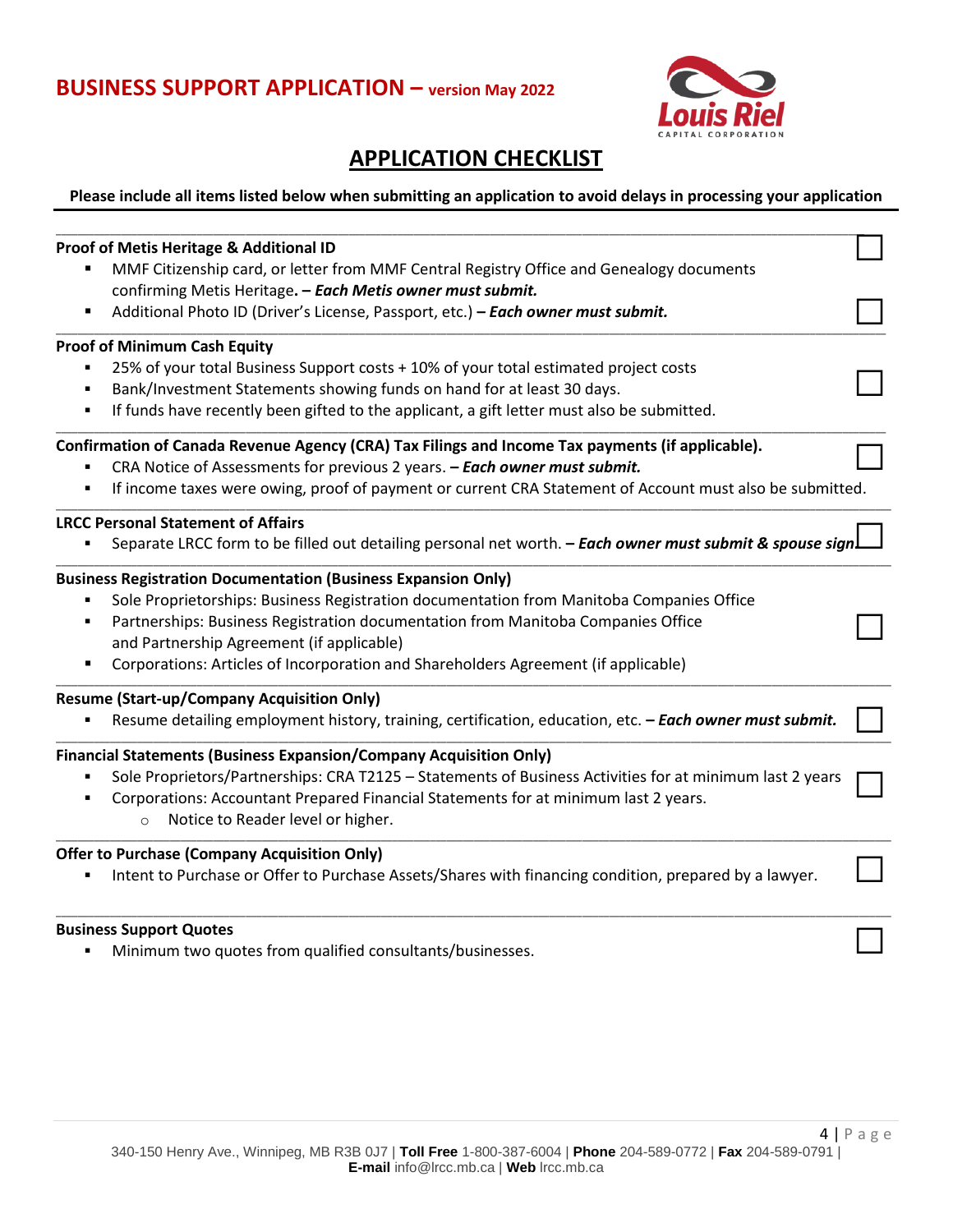# BUSINESS SUPPORT APPLICATION – version May 2022

## APPLICATION CHECKLIST

**Please include all items listed below when submitting an application to avoid delays in processing your application**

---

**Proof of Metis Heritage & Additional ID**

- MMF Citizenship card, or letter from MMF Central Registry Office and Genealogy documents confirming Metis Heritage. – ***Each Metis owner must submit.*** ☐
- Additional Photo ID (Driver's License, Passport, etc.) – ***Each owner must submit.*** ☐

---

**Proof of Minimum Cash Equity** ☐

- 25% of your total Business Support costs + 10% of your total estimated project costs
- Bank/Investment Statements showing funds on hand for at least 30 days.
- If funds have recently been gifted to the applicant, a gift letter must also be submitted.

---

**Confirmation of Canada Revenue Agency (CRA) Tax Filings and Income Tax payments (if applicable).** ☐

- CRA Notice of Assessments for previous 2 years. – ***Each owner must submit.***
- If income taxes were owing, proof of payment or current CRA Statement of Account must also be submitted.

---

**LRCC Personal Statement of Affairs** ☐

- Separate LRCC form to be filled out detailing personal net worth. – ***Each owner must submit & spouse sign.***

---

**Business Registration Documentation (Business Expansion Only)** ☐

- Sole Proprietorships: Business Registration documentation from Manitoba Companies Office
- Partnerships: Business Registration documentation from Manitoba Companies Office and Partnership Agreement (if applicable)
- Corporations: Articles of Incorporation and Shareholders Agreement (if applicable)

---

**Resume (Start-up/Company Acquisition Only)** ☐

- Resume detailing employment history, training, certification, education, etc. – ***Each owner must submit.***

---

**Financial Statements (Business Expansion/Company Acquisition Only)** ☐

- Sole Proprietors/Partnerships: CRA T2125 – Statements of Business Activities for at minimum last 2 years
- Corporations: Accountant Prepared Financial Statements for at minimum last 2 years.
  - Notice to Reader level or higher.

---

**Offer to Purchase (Company Acquisition Only)** ☐

- Intent to Purchase or Offer to Purchase Assets/Shares with financing condition, prepared by a lawyer.

---

**Business Support Quotes** ☐

- Minimum two quotes from qualified consultants/businesses.

340-150 Henry Ave., Winnipeg, MB R3B 0J7 | **Toll Free** 1-800-387-6004 | **Phone** 204-589-0772 | **Fax** 204-589-0791 | **E-mail** info@lrcc.mb.ca | **Web** lrcc.mb.ca